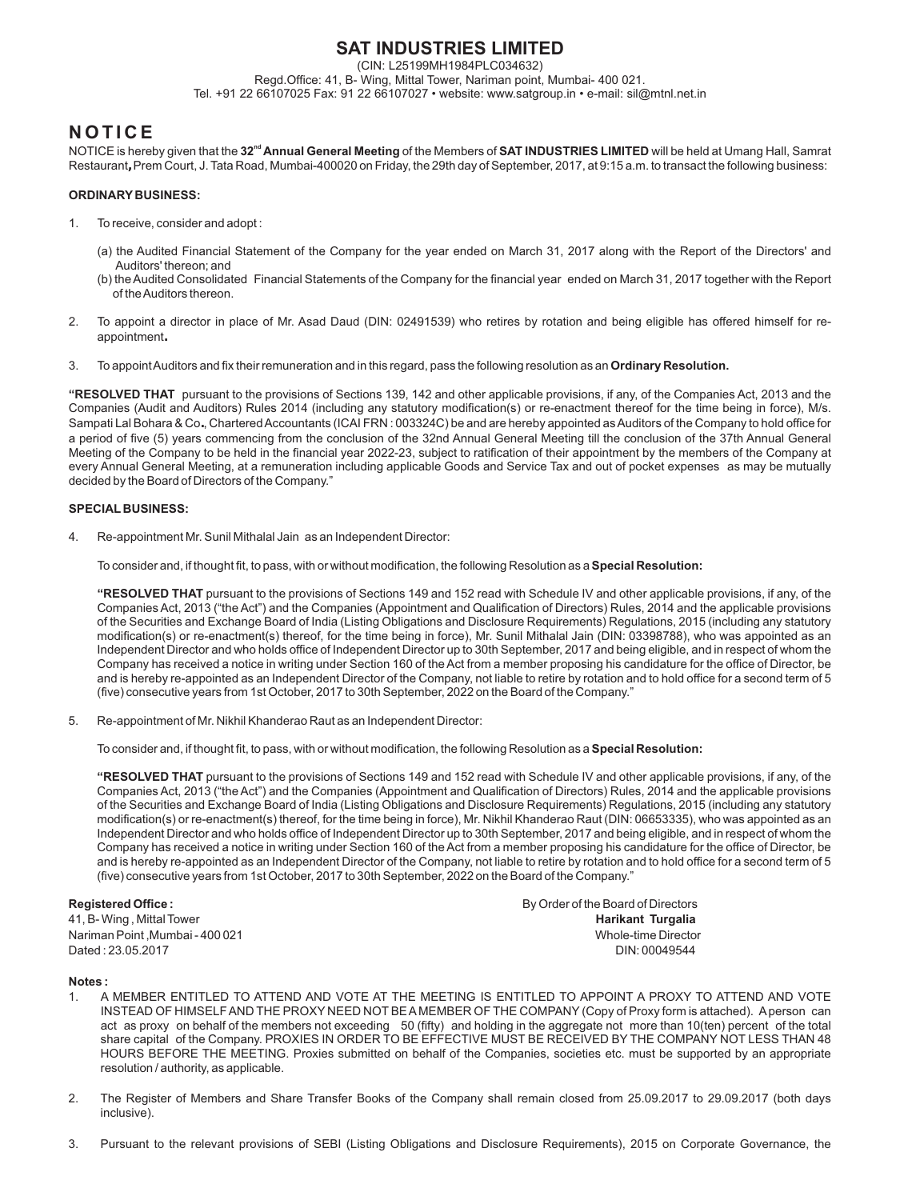# SAT INDUSTRIES LIMITED

(CIN: L25199MH1984PLC034632)
Regd.Office: 41, B- Wing, Mittal Tower, Nariman point, Mumbai- 400 021.
Tel. +91 22 66107025 Fax: 91 22 66107027 • website: www.satgroup.in • e-mail: sil@mtnl.net.in

# NOTICE

NOTICE is hereby given that the **32nd Annual General Meeting** of the Members of **SAT INDUSTRIES LIMITED** will be held at Umang Hall, Samrat Restaurant, Prem Court, J. Tata Road, Mumbai-400020 on Friday, the 29th day of September, 2017, at 9:15 a.m. to transact the following business:

### ORDINARY BUSINESS:

1. To receive, consider and adopt :

   (a) the Audited Financial Statement of the Company for the year ended on March 31, 2017 along with the Report of the Directors' and Auditors' thereon; and

   (b) the Audited Consolidated Financial Statements of the Company for the financial year ended on March 31, 2017 together with the Report of the Auditors thereon.

2. To appoint a director in place of Mr. Asad Daud (DIN: 02491539) who retires by rotation and being eligible has offered himself for re-appointment.

3. To appoint Auditors and fix their remuneration and in this regard, pass the following resolution as an **Ordinary Resolution.**

**"RESOLVED THAT** pursuant to the provisions of Sections 139, 142 and other applicable provisions, if any, of the Companies Act, 2013 and the Companies (Audit and Auditors) Rules 2014 (including any statutory modification(s) or re-enactment thereof for the time being in force), M/s. Sampati Lal Bohara & Co., Chartered Accountants (ICAI FRN : 003324C) be and are hereby appointed as Auditors of the Company to hold office for a period of five (5) years commencing from the conclusion of the 32nd Annual General Meeting till the conclusion of the 37th Annual General Meeting of the Company to be held in the financial year 2022-23, subject to ratification of their appointment by the members of the Company at every Annual General Meeting, at a remuneration including applicable Goods and Service Tax and out of pocket expenses as may be mutually decided by the Board of Directors of the Company."

### SPECIAL BUSINESS:

4. Re-appointment Mr. Sunil Mithalal Jain as an Independent Director:

   To consider and, if thought fit, to pass, with or without modification, the following Resolution as a **Special Resolution:**

   **"RESOLVED THAT** pursuant to the provisions of Sections 149 and 152 read with Schedule IV and other applicable provisions, if any, of the Companies Act, 2013 ("the Act") and the Companies (Appointment and Qualification of Directors) Rules, 2014 and the applicable provisions of the Securities and Exchange Board of India (Listing Obligations and Disclosure Requirements) Regulations, 2015 (including any statutory modification(s) or re-enactment(s) thereof, for the time being in force), Mr. Sunil Mithalal Jain (DIN: 03398788), who was appointed as an Independent Director and who holds office of Independent Director up to 30th September, 2017 and being eligible, and in respect of whom the Company has received a notice in writing under Section 160 of the Act from a member proposing his candidature for the office of Director, be and is hereby re-appointed as an Independent Director of the Company, not liable to retire by rotation and to hold office for a second term of 5 (five) consecutive years from 1st October, 2017 to 30th September, 2022 on the Board of the Company."

5. Re-appointment of Mr. Nikhil Khanderao Raut as an Independent Director:

   To consider and, if thought fit, to pass, with or without modification, the following Resolution as a **Special Resolution:**

   **"RESOLVED THAT** pursuant to the provisions of Sections 149 and 152 read with Schedule IV and other applicable provisions, if any, of the Companies Act, 2013 ("the Act") and the Companies (Appointment and Qualification of Directors) Rules, 2014 and the applicable provisions of the Securities and Exchange Board of India (Listing Obligations and Disclosure Requirements) Regulations, 2015 (including any statutory modification(s) or re-enactment(s) thereof, for the time being in force), Mr. Nikhil Khanderao Raut (DIN: 06653335), who was appointed as an Independent Director and who holds office of Independent Director up to 30th September, 2017 and being eligible, and in respect of whom the Company has received a notice in writing under Section 160 of the Act from a member proposing his candidature for the office of Director, be and is hereby re-appointed as an Independent Director of the Company, not liable to retire by rotation and to hold office for a second term of 5 (five) consecutive years from 1st October, 2017 to 30th September, 2022 on the Board of the Company."

**Registered Office :**
41, B- Wing , Mittal Tower
Nariman Point ,Mumbai - 400 021
Dated : 23.05.2017

By Order of the Board of Directors
**Harikant Turgalia**
Whole-time Director
DIN: 00049544

**Notes :**

1. A MEMBER ENTITLED TO ATTEND AND VOTE AT THE MEETING IS ENTITLED TO APPOINT A PROXY TO ATTEND AND VOTE INSTEAD OF HIMSELF AND THE PROXY NEED NOT BE A MEMBER OF THE COMPANY (Copy of Proxy form is attached). A person can act as proxy on behalf of the members not exceeding 50 (fifty) and holding in the aggregate not more than 10(ten) percent of the total share capital of the Company. PROXIES IN ORDER TO BE EFFECTIVE MUST BE RECEIVED BY THE COMPANY NOT LESS THAN 48 HOURS BEFORE THE MEETING. Proxies submitted on behalf of the Companies, societies etc. must be supported by an appropriate resolution / authority, as applicable.

2. The Register of Members and Share Transfer Books of the Company shall remain closed from 25.09.2017 to 29.09.2017 (both days inclusive).

3. Pursuant to the relevant provisions of SEBI (Listing Obligations and Disclosure Requirements), 2015 on Corporate Governance, the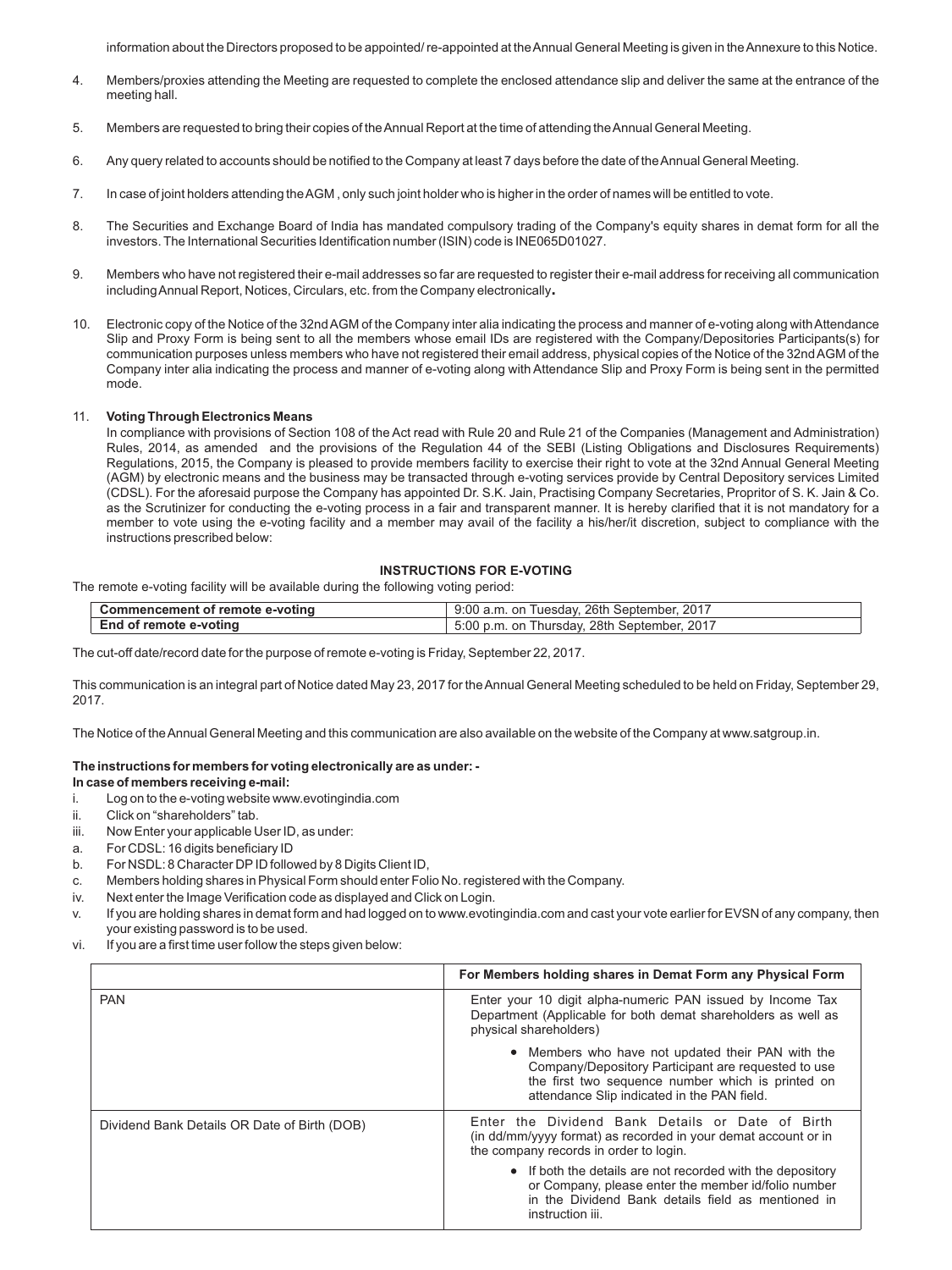information about the Directors proposed to be appointed/ re-appointed at the Annual General Meeting is given in the Annexure to this Notice.

4. Members/proxies attending the Meeting are requested to complete the enclosed attendance slip and deliver the same at the entrance of the meeting hall.

5. Members are requested to bring their copies of the Annual Report at the time of attending the Annual General Meeting.

6. Any query related to accounts should be notified to the Company at least 7 days before the date of the Annual General Meeting.

7. In case of joint holders attending the AGM , only such joint holder who is higher in the order of names will be entitled to vote.

8. The Securities and Exchange Board of India has mandated compulsory trading of the Company's equity shares in demat form for all the investors. The International Securities Identification number (ISIN) code is INE065D01027.

9. Members who have not registered their e-mail addresses so far are requested to register their e-mail address for receiving all communication including Annual Report, Notices, Circulars, etc. from the Company electronically.

10. Electronic copy of the Notice of the 32nd AGM of the Company inter alia indicating the process and manner of e-voting along with Attendance Slip and Proxy Form is being sent to all the members whose email IDs are registered with the Company/Depositories Participants(s) for communication purposes unless members who have not registered their email address, physical copies of the Notice of the 32nd AGM of the Company inter alia indicating the process and manner of e-voting along with Attendance Slip and Proxy Form is being sent in the permitted mode.

11. **Voting Through Electronics Means**

    In compliance with provisions of Section 108 of the Act read with Rule 20 and Rule 21 of the Companies (Management and Administration) Rules, 2014, as amended and the provisions of the Regulation 44 of the SEBI (Listing Obligations and Disclosures Requirements) Regulations, 2015, the Company is pleased to provide members facility to exercise their right to vote at the 32nd Annual General Meeting (AGM) by electronic means and the business may be transacted through e-voting services provide by Central Depository services Limited (CDSL). For the aforesaid purpose the Company has appointed Dr. S.K. Jain, Practising Company Secretaries, Propritor of S. K. Jain & Co. as the Scrutinizer for conducting the e-voting process in a fair and transparent manner. It is hereby clarified that it is not mandatory for a member to vote using the e-voting facility and a member may avail of the facility a his/her/it discretion, subject to compliance with the instructions prescribed below:

**INSTRUCTIONS FOR E-VOTING**

The remote e-voting facility will be available during the following voting period:

| **Commencement of remote e-voting** | 9:00 a.m. on Tuesday, 26th September, 2017 |
|---|---|
| **End of remote e-voting** | 5:00 p.m. on Thursday, 28th September, 2017 |

The cut-off date/record date for the purpose of remote e-voting is Friday, September 22, 2017.

This communication is an integral part of Notice dated May 23, 2017 for the Annual General Meeting scheduled to be held on Friday, September 29, 2017.

The Notice of the Annual General Meeting and this communication are also available on the website of the Company at www.satgroup.in.

**The instructions for members for voting electronically are as under: -**

**In case of members receiving e-mail:**

i. Log on to the e-voting website www.evotingindia.com
ii. Click on "shareholders" tab.
iii. Now Enter your applicable User ID, as under:
a. For CDSL: 16 digits beneficiary ID
b. For NSDL: 8 Character DP ID followed by 8 Digits Client ID,
c. Members holding shares in Physical Form should enter Folio No. registered with the Company.
iv. Next enter the Image Verification code as displayed and Click on Login.
v. If you are holding shares in demat form and had logged on to www.evotingindia.com and cast your vote earlier for EVSN of any company, then your existing password is to be used.
vi. If you are a first time user follow the steps given below:

| | **For Members holding shares in Demat Form any Physical Form** |
|---|---|
| PAN | Enter your 10 digit alpha-numeric PAN issued by Income Tax Department (Applicable for both demat shareholders as well as physical shareholders)<br>• Members who have not updated their PAN with the Company/Depository Participant are requested to use the first two sequence number which is printed on attendance Slip indicated in the PAN field. |
| Dividend Bank Details OR Date of Birth (DOB) | Enter the Dividend Bank Details or Date of Birth (in dd/mm/yyyy format) as recorded in your demat account or in the company records in order to login.<br>• If both the details are not recorded with the depository or Company, please enter the member id/folio number in the Dividend Bank details field as mentioned in instruction iii. |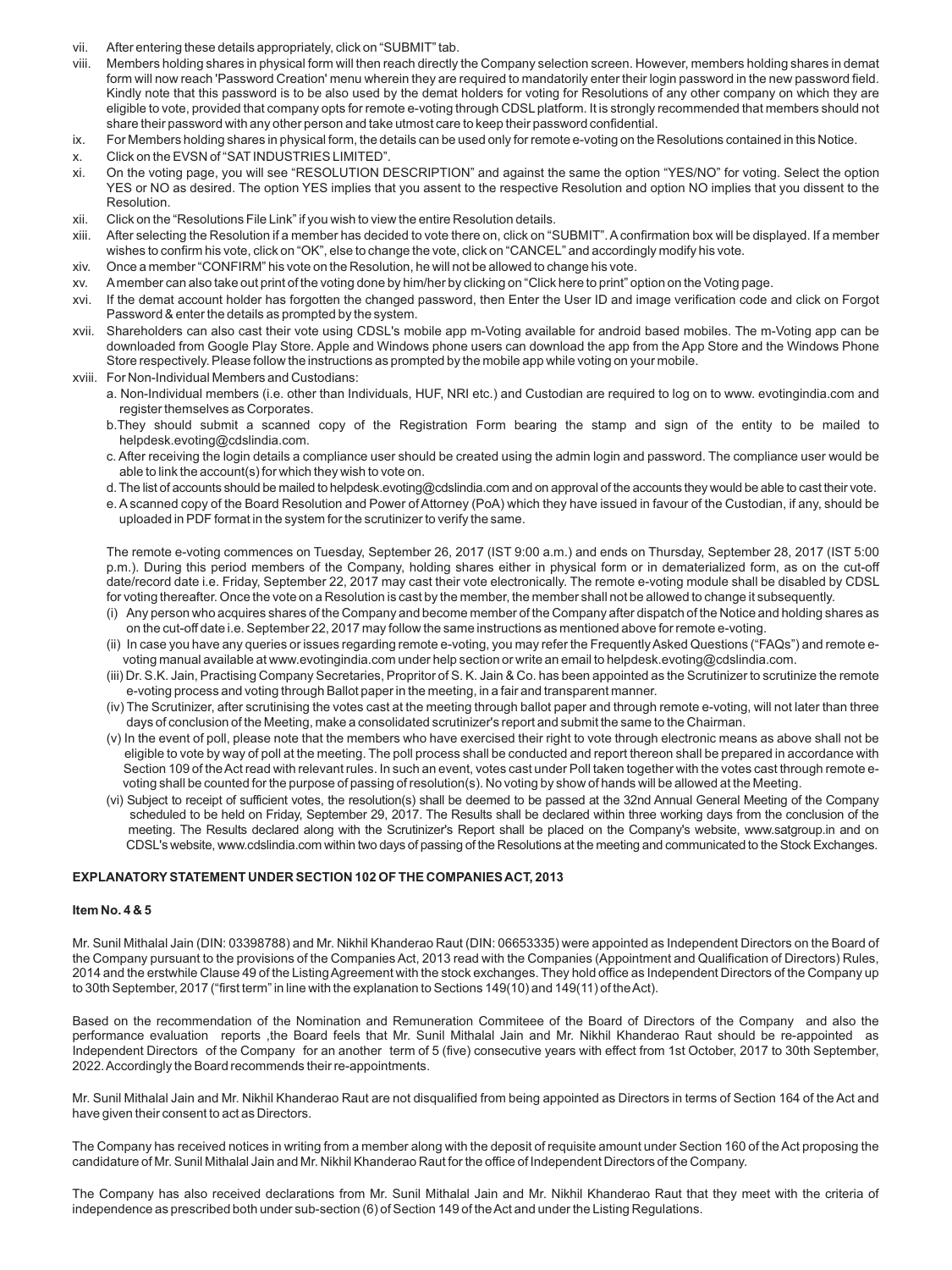vii. After entering these details appropriately, click on "SUBMIT" tab.

viii. Members holding shares in physical form will then reach directly the Company selection screen. However, members holding shares in demat form will now reach 'Password Creation' menu wherein they are required to mandatorily enter their login password in the new password field. Kindly note that this password is to be also used by the demat holders for voting for Resolutions of any other company on which they are eligible to vote, provided that company opts for remote e-voting through CDSL platform. It is strongly recommended that members should not share their password with any other person and take utmost care to keep their password confidential.

ix. For Members holding shares in physical form, the details can be used only for remote e-voting on the Resolutions contained in this Notice.

x. Click on the EVSN of "SAT INDUSTRIES LIMITED".

xi. On the voting page, you will see "RESOLUTION DESCRIPTION" and against the same the option "YES/NO" for voting. Select the option YES or NO as desired. The option YES implies that you assent to the respective Resolution and option NO implies that you dissent to the Resolution.

xii. Click on the "Resolutions File Link" if you wish to view the entire Resolution details.

xiii. After selecting the Resolution if a member has decided to vote there on, click on "SUBMIT". A confirmation box will be displayed. If a member wishes to confirm his vote, click on "OK", else to change the vote, click on "CANCEL" and accordingly modify his vote.

xiv. Once a member "CONFIRM" his vote on the Resolution, he will not be allowed to change his vote.

xv. A member can also take out print of the voting done by him/her by clicking on "Click here to print" option on the Voting page.

xvi. If the demat account holder has forgotten the changed password, then Enter the User ID and image verification code and click on Forgot Password & enter the details as prompted by the system.

xvii. Shareholders can also cast their vote using CDSL's mobile app m-Voting available for android based mobiles. The m-Voting app can be downloaded from Google Play Store. Apple and Windows phone users can download the app from the App Store and the Windows Phone Store respectively. Please follow the instructions as prompted by the mobile app while voting on your mobile.

xviii. For Non-Individual Members and Custodians:

a. Non-Individual members (i.e. other than Individuals, HUF, NRI etc.) and Custodian are required to log on to www. evotingindia.com and register themselves as Corporates.

b. They should submit a scanned copy of the Registration Form bearing the stamp and sign of the entity to be mailed to helpdesk.evoting@cdslindia.com.

c. After receiving the login details a compliance user should be created using the admin login and password. The compliance user would be able to link the account(s) for which they wish to vote on.

d. The list of accounts should be mailed to helpdesk.evoting@cdslindia.com and on approval of the accounts they would be able to cast their vote.

e. A scanned copy of the Board Resolution and Power of Attorney (PoA) which they have issued in favour of the Custodian, if any, should be uploaded in PDF format in the system for the scrutinizer to verify the same.

The remote e-voting commences on Tuesday, September 26, 2017 (IST 9:00 a.m.) and ends on Thursday, September 28, 2017 (IST 5:00 p.m.). During this period members of the Company, holding shares either in physical form or in dematerialized form, as on the cut-off date/record date i.e. Friday, September 22, 2017 may cast their vote electronically. The remote e-voting module shall be disabled by CDSL for voting thereafter. Once the vote on a Resolution is cast by the member, the member shall not be allowed to change it subsequently.

(i) Any person who acquires shares of the Company and become member of the Company after dispatch of the Notice and holding shares as on the cut-off date i.e. September 22, 2017 may follow the same instructions as mentioned above for remote e-voting.

(ii) In case you have any queries or issues regarding remote e-voting, you may refer the Frequently Asked Questions ("FAQs") and remote e-voting manual available at www.evotingindia.com under help section or write an email to helpdesk.evoting@cdslindia.com.

(iii) Dr. S.K. Jain, Practising Company Secretaries, Propritor of S. K. Jain & Co. has been appointed as the Scrutinizer to scrutinize the remote e-voting process and voting through Ballot paper in the meeting, in a fair and transparent manner.

(iv) The Scrutinizer, after scrutinising the votes cast at the meeting through ballot paper and through remote e-voting, will not later than three days of conclusion of the Meeting, make a consolidated scrutinizer's report and submit the same to the Chairman.

(v) In the event of poll, please note that the members who have exercised their right to vote through electronic means as above shall not be eligible to vote by way of poll at the meeting. The poll process shall be conducted and report thereon shall be prepared in accordance with Section 109 of the Act read with relevant rules. In such an event, votes cast under Poll taken together with the votes cast through remote e-voting shall be counted for the purpose of passing of resolution(s). No voting by show of hands will be allowed at the Meeting.

(vi) Subject to receipt of sufficient votes, the resolution(s) shall be deemed to be passed at the 32nd Annual General Meeting of the Company scheduled to be held on Friday, September 29, 2017. The Results shall be declared within three working days from the conclusion of the meeting. The Results declared along with the Scrutinizer's Report shall be placed on the Company's website, www.satgroup.in and on CDSL's website, www.cdslindia.com within two days of passing of the Resolutions at the meeting and communicated to the Stock Exchanges.

## EXPLANATORY STATEMENT UNDER SECTION 102 OF THE COMPANIES ACT, 2013

### Item No. 4 & 5

Mr. Sunil Mithalal Jain (DIN: 03398788) and Mr. Nikhil Khanderao Raut (DIN: 06653335) were appointed as Independent Directors on the Board of the Company pursuant to the provisions of the Companies Act, 2013 read with the Companies (Appointment and Qualification of Directors) Rules, 2014 and the erstwhile Clause 49 of the Listing Agreement with the stock exchanges. They hold office as Independent Directors of the Company up to 30th September, 2017 ("first term" in line with the explanation to Sections 149(10) and 149(11) of the Act).

Based on the recommendation of the Nomination and Remuneration Commiteee of the Board of Directors of the Company and also the performance evaluation reports ,the Board feels that Mr. Sunil Mithalal Jain and Mr. Nikhil Khanderao Raut should be re-appointed as Independent Directors of the Company for an another term of 5 (five) consecutive years with effect from 1st October, 2017 to 30th September, 2022. Accordingly the Board recommends their re-appointments.

Mr. Sunil Mithalal Jain and Mr. Nikhil Khanderao Raut are not disqualified from being appointed as Directors in terms of Section 164 of the Act and have given their consent to act as Directors.

The Company has received notices in writing from a member along with the deposit of requisite amount under Section 160 of the Act proposing the candidature of Mr. Sunil Mithalal Jain and Mr. Nikhil Khanderao Raut for the office of Independent Directors of the Company.

The Company has also received declarations from Mr. Sunil Mithalal Jain and Mr. Nikhil Khanderao Raut that they meet with the criteria of independence as prescribed both under sub-section (6) of Section 149 of the Act and under the Listing Regulations.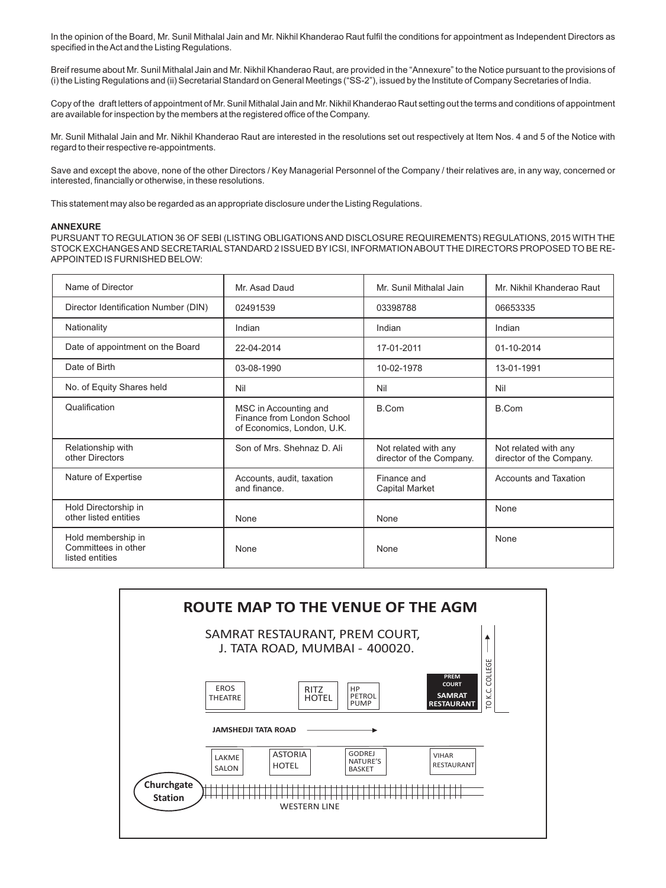In the opinion of the Board, Mr. Sunil Mithalal Jain and Mr. Nikhil Khanderao Raut fulfil the conditions for appointment as Independent Directors as specified in the Act and the Listing Regulations.

Breif resume about Mr. Sunil Mithalal Jain and Mr. Nikhil Khanderao Raut, are provided in the "Annexure" to the Notice pursuant to the provisions of (i) the Listing Regulations and (ii) Secretarial Standard on General Meetings ("SS-2"), issued by the Institute of Company Secretaries of India.

Copy of the draft letters of appointment of Mr. Sunil Mithalal Jain and Mr. Nikhil Khanderao Raut setting out the terms and conditions of appointment are available for inspection by the members at the registered office of the Company.

Mr. Sunil Mithalal Jain and Mr. Nikhil Khanderao Raut are interested in the resolutions set out respectively at Item Nos. 4 and 5 of the Notice with regard to their respective re-appointments.

Save and except the above, none of the other Directors / Key Managerial Personnel of the Company / their relatives are, in any way, concerned or interested, financially or otherwise, in these resolutions.

This statement may also be regarded as an appropriate disclosure under the Listing Regulations.

**ANNEXURE**

PURSUANT TO REGULATION 36 OF SEBI (LISTING OBLIGATIONS AND DISCLOSURE REQUIREMENTS) REGULATIONS, 2015 WITH THE STOCK EXCHANGES AND SECRETARIAL STANDARD 2 ISSUED BY ICSI, INFORMATION ABOUT THE DIRECTORS PROPOSED TO BE RE-APPOINTED IS FURNISHED BELOW:

| Name of Director | Mr. Asad Daud | Mr. Sunil Mithalal Jain | Mr. Nikhil Khanderao Raut |
|---|---|---|---|
| Director Identification Number (DIN) | 02491539 | 03398788 | 06653335 |
| Nationality | Indian | Indian | Indian |
| Date of appointment on the Board | 22-04-2014 | 17-01-2011 | 01-10-2014 |
| Date of Birth | 03-08-1990 | 10-02-1978 | 13-01-1991 |
| No. of Equity Shares held | Nil | Nil | Nil |
| Qualification | MSC in Accounting and Finance from London School of Economics, London, U.K. | B.Com | B.Com |
| Relationship with other Directors | Son of Mrs. Shehnaz D. Ali | Not related with any director of the Company. | Not related with any director of the Company. |
| Nature of Expertise | Accounts, audit, taxation and finance. | Finance and Capital Market | Accounts and Taxation |
| Hold Directorship in other listed entities | None | None | None |
| Hold membership in Committees in other listed entities | None | None | None |

## ROUTE MAP TO THE VENUE OF THE AGM

SAMRAT RESTAURANT, PREM COURT, J. TATA ROAD, MUMBAI - 400020.

EROS THEATRE
RITZ HOTEL
HP PETROL PUMP
PREM COURT SAMRAT RESTAURANT
TO K.C. COLLEGE
JAMSHEDJI TATA ROAD
LAKME SALON
ASTORIA HOTEL
GODREJ NATURE'S BASKET
VIHAR RESTAURANT
Churchgate Station
WESTERN LINE